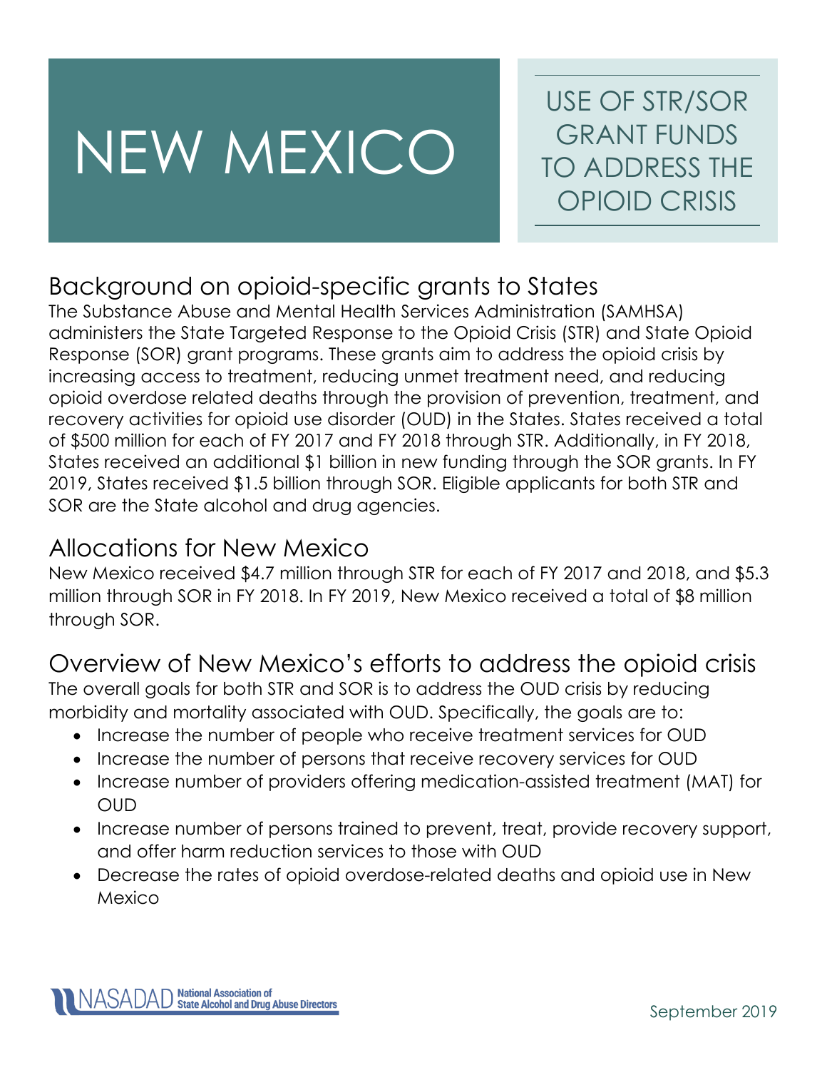# NEW MEXICO

## USE OF STR/SOR GRANT FUNDS TO ADDRESS THE OPIOID CRISIS

## Background on opioid-specific grants to States

The Substance Abuse and Mental Health Services Administration (SAMHSA) administers the State Targeted Response to the Opioid Crisis (STR) and State Opioid Response (SOR) grant programs. These grants aim to address the opioid crisis by increasing access to treatment, reducing unmet treatment need, and reducing opioid overdose related deaths through the provision of prevention, treatment, and recovery activities for opioid use disorder (OUD) in the States. States received a total of $500 million for each of FY 2017 and FY 2018 through STR. Additionally, in FY 2018, States received an additional $1 billion in new funding through the SOR grants. In FY 2019, States received $1.5 billion through SOR. Eligible applicants for both STR and SOR are the State alcohol and drug agencies.

## Allocations for New Mexico

New Mexico received $4.7 million through STR for each of FY 2017 and 2018, and $5.3 million through SOR in FY 2018. In FY 2019, New Mexico received a total of $8 million through SOR.

## Overview of New Mexico's efforts to address the opioid crisis

The overall goals for both STR and SOR is to address the OUD crisis by reducing morbidity and mortality associated with OUD. Specifically, the goals are to:

- Increase the number of people who receive treatment services for OUD
- Increase the number of persons that receive recovery services for OUD
- Increase number of providers offering medication-assisted treatment (MAT) for OUD
- Increase number of persons trained to prevent, treat, provide recovery support, and offer harm reduction services to those with OUD
- Decrease the rates of opioid overdose-related deaths and opioid use in New Mexico

NASADAD National Association of State Alcohol and Drug Abuse Directors

September 2019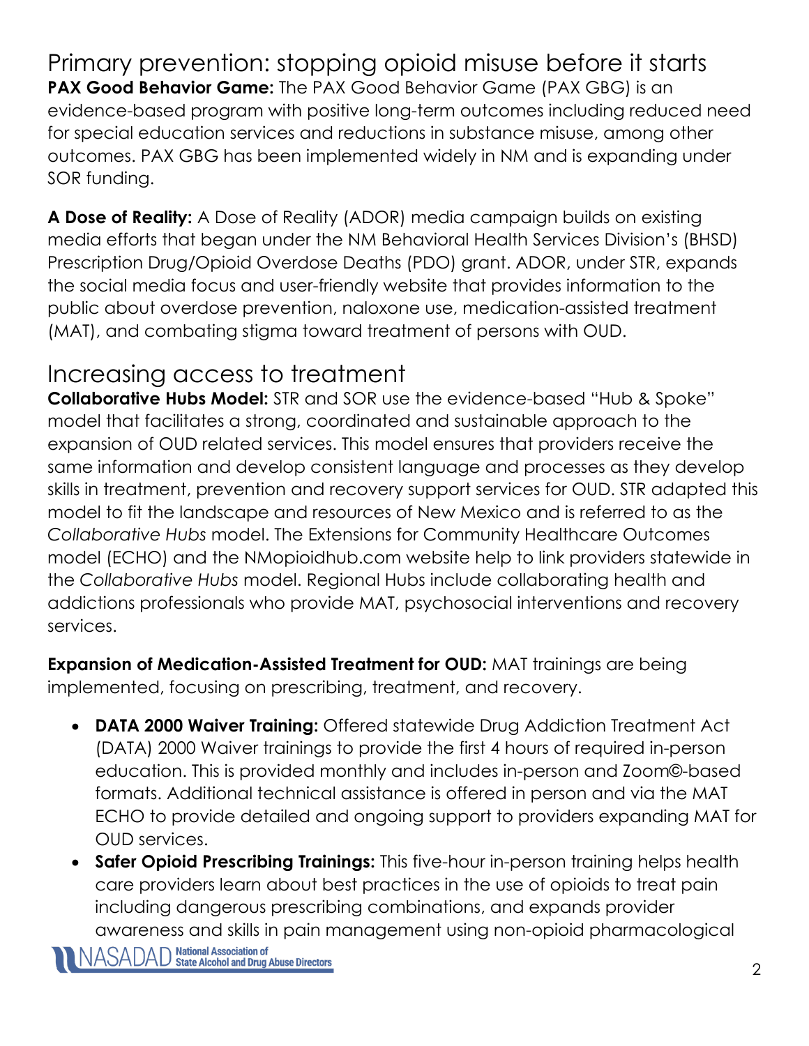## Primary prevention: stopping opioid misuse before it starts

**PAX Good Behavior Game:** The PAX Good Behavior Game (PAX GBG) is an evidence-based program with positive long-term outcomes including reduced need for special education services and reductions in substance misuse, among other outcomes. PAX GBG has been implemented widely in NM and is expanding under SOR funding.

**A Dose of Reality:** A Dose of Reality (ADOR) media campaign builds on existing media efforts that began under the NM Behavioral Health Services Division's (BHSD) Prescription Drug/Opioid Overdose Deaths (PDO) grant. ADOR, under STR, expands the social media focus and user-friendly website that provides information to the public about overdose prevention, naloxone use, medication-assisted treatment (MAT), and combating stigma toward treatment of persons with OUD.

## Increasing access to treatment

**Collaborative Hubs Model:** STR and SOR use the evidence-based "Hub & Spoke" model that facilitates a strong, coordinated and sustainable approach to the expansion of OUD related services. This model ensures that providers receive the same information and develop consistent language and processes as they develop skills in treatment, prevention and recovery support services for OUD. STR adapted this model to fit the landscape and resources of New Mexico and is referred to as the *Collaborative Hubs* model. The Extensions for Community Healthcare Outcomes model (ECHO) and the NMopioidhub.com website help to link providers statewide in the *Collaborative Hubs* model. Regional Hubs include collaborating health and addictions professionals who provide MAT, psychosocial interventions and recovery services.

**Expansion of Medication-Assisted Treatment for OUD:** MAT trainings are being implemented, focusing on prescribing, treatment, and recovery.

- **DATA 2000 Waiver Training:** Offered statewide Drug Addiction Treatment Act (DATA) 2000 Waiver trainings to provide the first 4 hours of required in-person education. This is provided monthly and includes in-person and Zoom©-based formats. Additional technical assistance is offered in person and via the MAT ECHO to provide detailed and ongoing support to providers expanding MAT for OUD services.
- **Safer Opioid Prescribing Trainings:** This five-hour in-person training helps health care providers learn about best practices in the use of opioids to treat pain including dangerous prescribing combinations, and expands provider awareness and skills in pain management using non-opioid pharmacological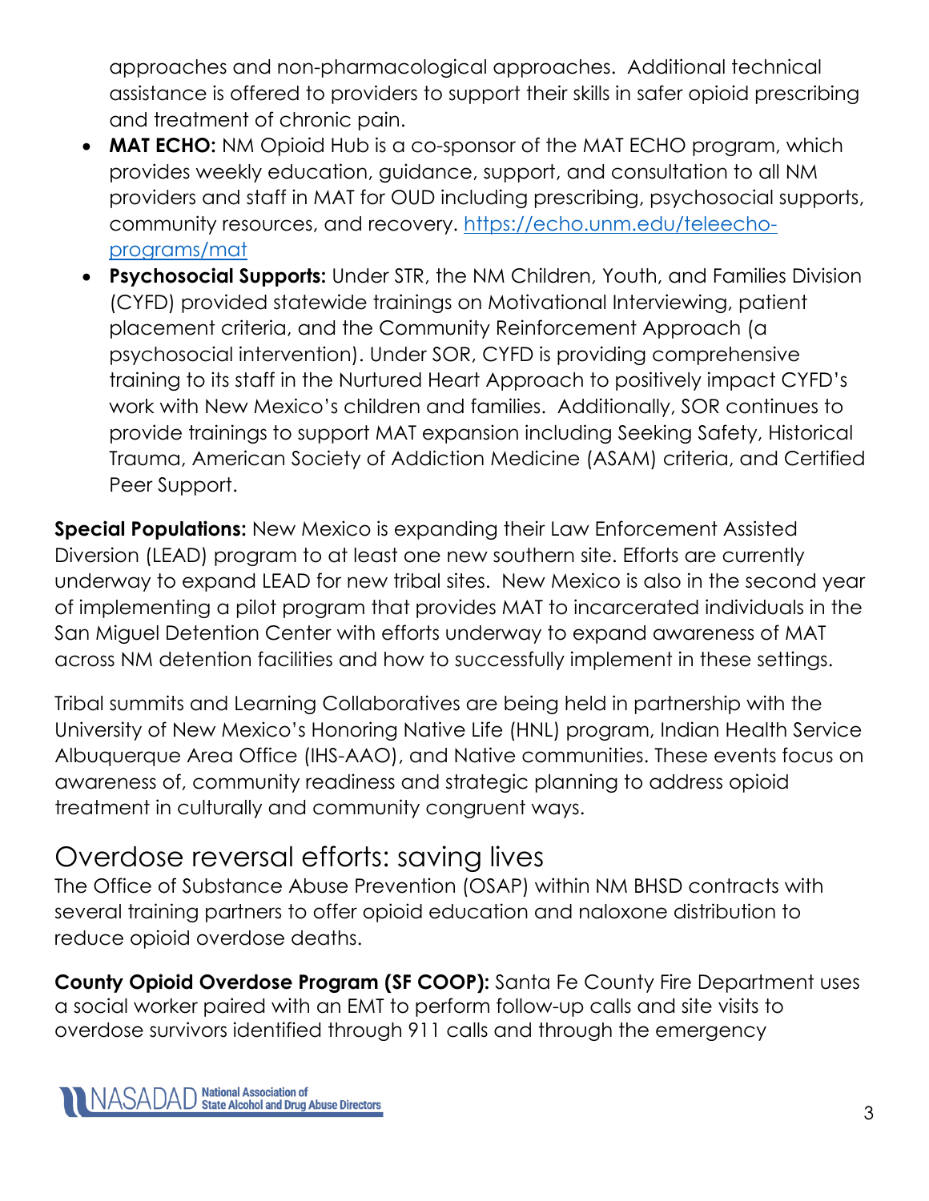approaches and non-pharmacological approaches. Additional technical assistance is offered to providers to support their skills in safer opioid prescribing and treatment of chronic pain.

- **MAT ECHO:** NM Opioid Hub is a co-sponsor of the MAT ECHO program, which provides weekly education, guidance, support, and consultation to all NM providers and staff in MAT for OUD including prescribing, psychosocial supports, community resources, and recovery. [https://echo.unm.edu/teleecho-programs/mat](https://echo.unm.edu/teleecho-programs/mat)
- **Psychosocial Supports:** Under STR, the NM Children, Youth, and Families Division (CYFD) provided statewide trainings on Motivational Interviewing, patient placement criteria, and the Community Reinforcement Approach (a psychosocial intervention). Under SOR, CYFD is providing comprehensive training to its staff in the Nurtured Heart Approach to positively impact CYFD's work with New Mexico's children and families. Additionally, SOR continues to provide trainings to support MAT expansion including Seeking Safety, Historical Trauma, American Society of Addiction Medicine (ASAM) criteria, and Certified Peer Support.

**Special Populations:** New Mexico is expanding their Law Enforcement Assisted Diversion (LEAD) program to at least one new southern site. Efforts are currently underway to expand LEAD for new tribal sites. New Mexico is also in the second year of implementing a pilot program that provides MAT to incarcerated individuals in the San Miguel Detention Center with efforts underway to expand awareness of MAT across NM detention facilities and how to successfully implement in these settings.

Tribal summits and Learning Collaboratives are being held in partnership with the University of New Mexico's Honoring Native Life (HNL) program, Indian Health Service Albuquerque Area Office (IHS-AAO), and Native communities. These events focus on awareness of, community readiness and strategic planning to address opioid treatment in culturally and community congruent ways.

## Overdose reversal efforts: saving lives

The Office of Substance Abuse Prevention (OSAP) within NM BHSD contracts with several training partners to offer opioid education and naloxone distribution to reduce opioid overdose deaths.

**County Opioid Overdose Program (SF COOP):** Santa Fe County Fire Department uses a social worker paired with an EMT to perform follow-up calls and site visits to overdose survivors identified through 911 calls and through the emergency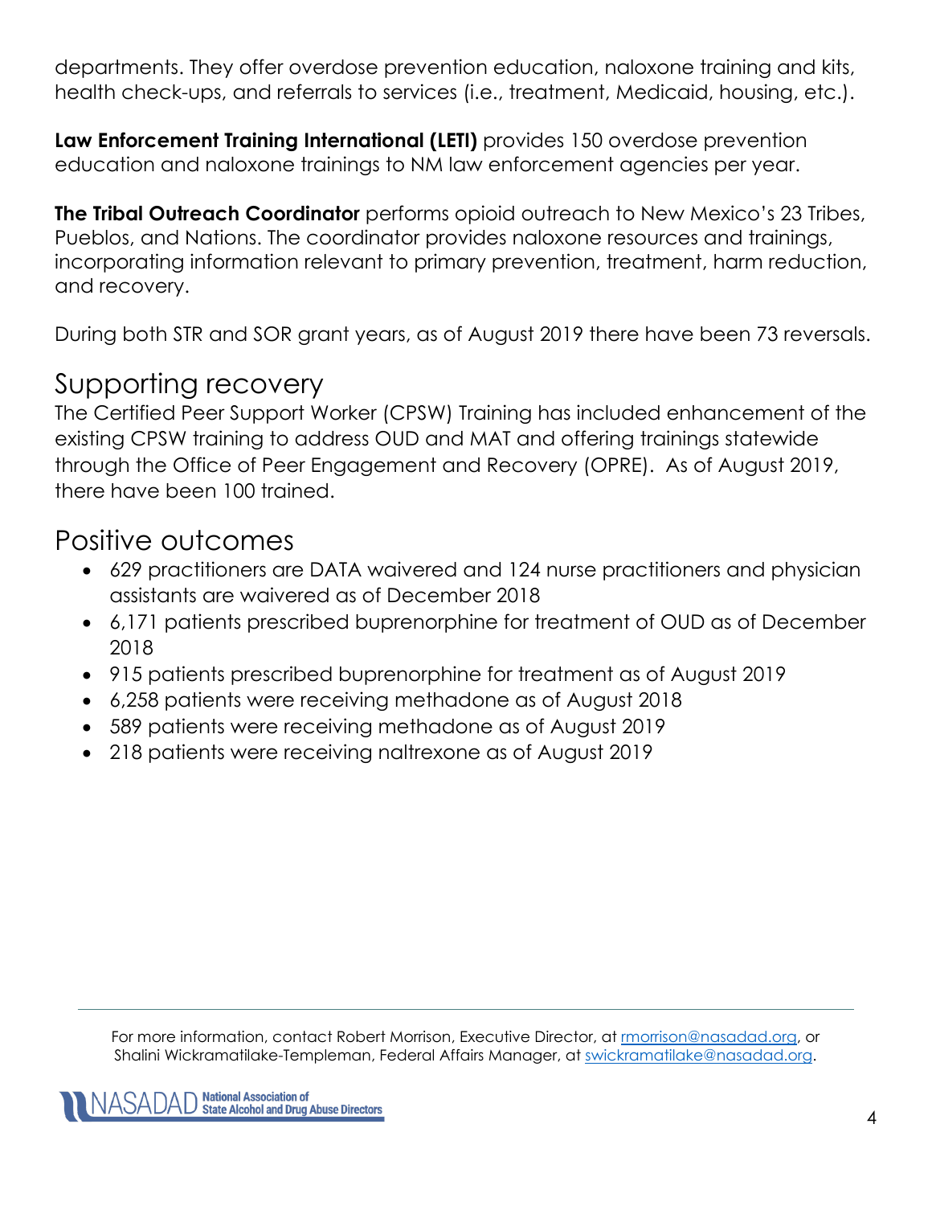departments. They offer overdose prevention education, naloxone training and kits, health check-ups, and referrals to services (i.e., treatment, Medicaid, housing, etc.).

**Law Enforcement Training International (LETI)** provides 150 overdose prevention education and naloxone trainings to NM law enforcement agencies per year.

**The Tribal Outreach Coordinator** performs opioid outreach to New Mexico's 23 Tribes, Pueblos, and Nations. The coordinator provides naloxone resources and trainings, incorporating information relevant to primary prevention, treatment, harm reduction, and recovery.

During both STR and SOR grant years, as of August 2019 there have been 73 reversals.

## Supporting recovery

The Certified Peer Support Worker (CPSW) Training has included enhancement of the existing CPSW training to address OUD and MAT and offering trainings statewide through the Office of Peer Engagement and Recovery (OPRE). As of August 2019, there have been 100 trained.

## Positive outcomes

- 629 practitioners are DATA waivered and 124 nurse practitioners and physician assistants are waivered as of December 2018
- 6,171 patients prescribed buprenorphine for treatment of OUD as of December 2018
- 915 patients prescribed buprenorphine for treatment as of August 2019
- 6,258 patients were receiving methadone as of August 2018
- 589 patients were receiving methadone as of August 2019
- 218 patients were receiving naltrexone as of August 2019

---

For more information, contact Robert Morrison, Executive Director, at rmorrison@nasadad.org, or Shalini Wickramatilake-Templeman, Federal Affairs Manager, at swickramatilake@nasadad.org.

NASADAD National Association of State Alcohol and Drug Abuse Directors